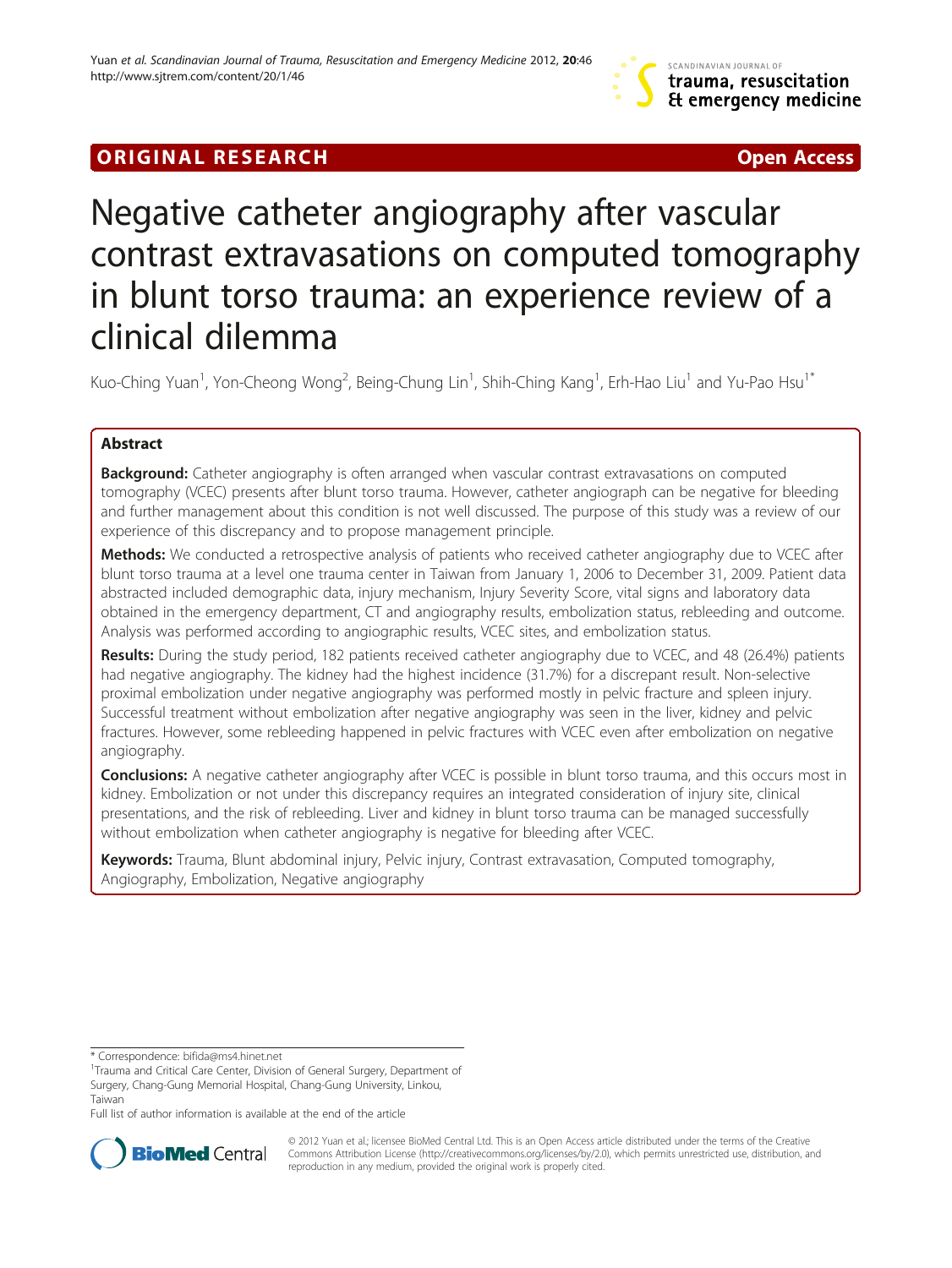ORIGINAL RESEARCH **Open Access**

# Negative catheter angiography after vascular contrast extravasations on computed tomography in blunt torso trauma: an experience review of a clinical dilemma

Kuo-Ching Yuan[1], Yon-Cheong Wong[2], Being-Chung Lin[1], Shih-Ching Kang[1], Erh-Hao Liu[1] and Yu-Pao Hsu[1*]

## Abstract

**Background:** Catheter angiography is often arranged when vascular contrast extravasations on computed tomography (VCEC) presents after blunt torso trauma. However, catheter angiograph can be negative for bleeding and further management about this condition is not well discussed. The purpose of this study was a review of our experience of this discrepancy and to propose management principle.

**Methods:** We conducted a retrospective analysis of patients who received catheter angiography due to VCEC after blunt torso trauma at a level one trauma center in Taiwan from January 1, 2006 to December 31, 2009. Patient data abstracted included demographic data, injury mechanism, Injury Severity Score, vital signs and laboratory data obtained in the emergency department, CT and angiography results, embolization status, rebleeding and outcome. Analysis was performed according to angiographic results, VCEC sites, and embolization status.

**Results:** During the study period, 182 patients received catheter angiography due to VCEC, and 48 (26.4%) patients had negative angiography. The kidney had the highest incidence (31.7%) for a discrepant result. Non-selective proximal embolization under negative angiography was performed mostly in pelvic fracture and spleen injury. Successful treatment without embolization after negative angiography was seen in the liver, kidney and pelvic fractures. However, some rebleeding happened in pelvic fractures with VCEC even after embolization on negative angiography.

**Conclusions:** A negative catheter angiography after VCEC is possible in blunt torso trauma, and this occurs most in kidney. Embolization or not under this discrepancy requires an integrated consideration of injury site, clinical presentations, and the risk of rebleeding. Liver and kidney in blunt torso trauma can be managed successfully without embolization when catheter angiography is negative for bleeding after VCEC.

**Keywords:** Trauma, Blunt abdominal injury, Pelvic injury, Contrast extravasation, Computed tomography, Angiography, Embolization, Negative angiography

---

\* Correspondence: bifida@ms4.hinet.net

[1]Trauma and Critical Care Center, Division of General Surgery, Department of Surgery, Chang-Gung Memorial Hospital, Chang-Gung University, Linkou, Taiwan

Full list of author information is available at the end of the article

© 2012 Yuan et al.; licensee BioMed Central Ltd. This is an Open Access article distributed under the terms of the Creative Commons Attribution License (http://creativecommons.org/licenses/by/2.0), which permits unrestricted use, distribution, and reproduction in any medium, provided the original work is properly cited.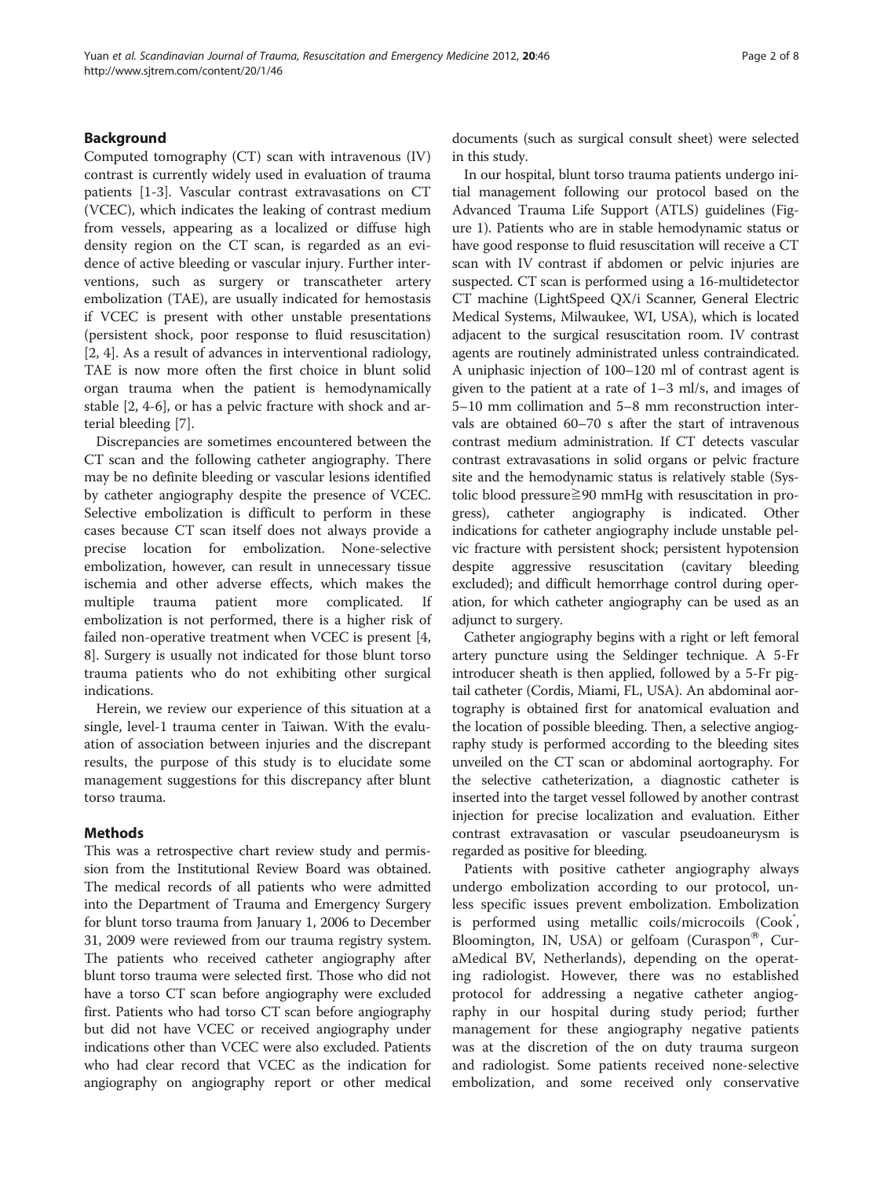## Background

Computed tomography (CT) scan with intravenous (IV) contrast is currently widely used in evaluation of trauma patients [1-3]. Vascular contrast extravasations on CT (VCEC), which indicates the leaking of contrast medium from vessels, appearing as a localized or diffuse high density region on the CT scan, is regarded as an evidence of active bleeding or vascular injury. Further interventions, such as surgery or transcatheter artery embolization (TAE), are usually indicated for hemostasis if VCEC is present with other unstable presentations (persistent shock, poor response to fluid resuscitation) [2, 4]. As a result of advances in interventional radiology, TAE is now more often the first choice in blunt solid organ trauma when the patient is hemodynamically stable [2, 4-6], or has a pelvic fracture with shock and arterial bleeding [7].

Discrepancies are sometimes encountered between the CT scan and the following catheter angiography. There may be no definite bleeding or vascular lesions identified by catheter angiography despite the presence of VCEC. Selective embolization is difficult to perform in these cases because CT scan itself does not always provide a precise location for embolization. None-selective embolization, however, can result in unnecessary tissue ischemia and other adverse effects, which makes the multiple trauma patient more complicated. If embolization is not performed, there is a higher risk of failed non-operative treatment when VCEC is present [4, 8]. Surgery is usually not indicated for those blunt torso trauma patients who do not exhibiting other surgical indications.

Herein, we review our experience of this situation at a single, level-1 trauma center in Taiwan. With the evaluation of association between injuries and the discrepant results, the purpose of this study is to elucidate some management suggestions for this discrepancy after blunt torso trauma.

## Methods

This was a retrospective chart review study and permission from the Institutional Review Board was obtained. The medical records of all patients who were admitted into the Department of Trauma and Emergency Surgery for blunt torso trauma from January 1, 2006 to December 31, 2009 were reviewed from our trauma registry system. The patients who received catheter angiography after blunt torso trauma were selected first. Those who did not have a torso CT scan before angiography were excluded first. Patients who had torso CT scan before angiography but did not have VCEC or received angiography under indications other than VCEC were also excluded. Patients who had clear record that VCEC as the indication for angiography on angiography report or other medical documents (such as surgical consult sheet) were selected in this study.

In our hospital, blunt torso trauma patients undergo initial management following our protocol based on the Advanced Trauma Life Support (ATLS) guidelines (Figure 1). Patients who are in stable hemodynamic status or have good response to fluid resuscitation will receive a CT scan with IV contrast if abdomen or pelvic injuries are suspected. CT scan is performed using a 16-multidetector CT machine (LightSpeed QX/i Scanner, General Electric Medical Systems, Milwaukee, WI, USA), which is located adjacent to the surgical resuscitation room. IV contrast agents are routinely administrated unless contraindicated. A uniphasic injection of 100–120 ml of contrast agent is given to the patient at a rate of 1–3 ml/s, and images of 5–10 mm collimation and 5–8 mm reconstruction intervals are obtained 60–70 s after the start of intravenous contrast medium administration. If CT detects vascular contrast extravasations in solid organs or pelvic fracture site and the hemodynamic status is relatively stable (Systolic blood pressure≧90 mmHg with resuscitation in progress), catheter angiography is indicated. Other indications for catheter angiography include unstable pelvic fracture with persistent shock; persistent hypotension despite aggressive resuscitation (cavitary bleeding excluded); and difficult hemorrhage control during operation, for which catheter angiography can be used as an adjunct to surgery.

Catheter angiography begins with a right or left femoral artery puncture using the Seldinger technique. A 5-Fr introducer sheath is then applied, followed by a 5-Fr pigtail catheter (Cordis, Miami, FL, USA). An abdominal aortography is obtained first for anatomical evaluation and the location of possible bleeding. Then, a selective angiography study is performed according to the bleeding sites unveiled on the CT scan or abdominal aortography. For the selective catheterization, a diagnostic catheter is inserted into the target vessel followed by another contrast injection for precise localization and evaluation. Either contrast extravasation or vascular pseudoaneurysm is regarded as positive for bleeding.

Patients with positive catheter angiography always undergo embolization according to our protocol, unless specific issues prevent embolization. Embolization is performed using metallic coils/microcoils (Cook®, Bloomington, IN, USA) or gelfoam (Curaspon®, CuraMedical BV, Netherlands), depending on the operating radiologist. However, there was no established protocol for addressing a negative catheter angiography in our hospital during study period; further management for these angiography negative patients was at the discretion of the on duty trauma surgeon and radiologist. Some patients received none-selective embolization, and some received only conservative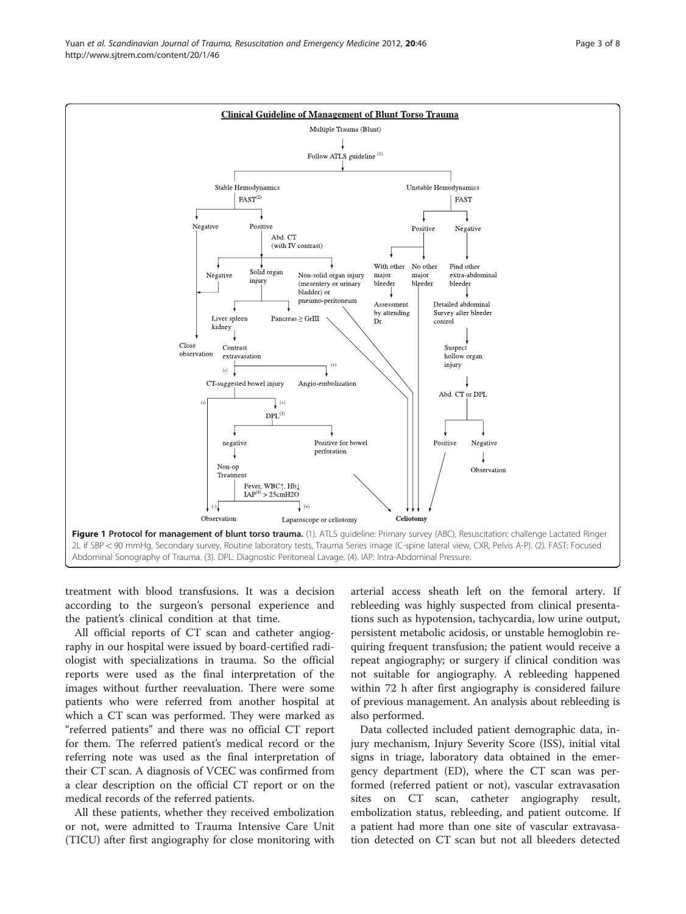Clinical Guideline of Management of Blunt Torso Trauma

Multiple Trauma (Blunt)

Follow ATLS guideline [(1)]

Stable Hemodynamics

FAST[(2)]

Negative

Positive

Abd. CT (with IV contrast)

Negative

Solid organ injury

Non-solid organ injury (mesentery or urinary bladder) or pneumo-peritoneum

Liver spleen kidney

Pancreas ≥ GrIII

Close observation

Contrast extravasation

(-)

(+)

CT-suggested bowel injury

Angio-embolization

(-)

(+)

DPL[(3)]

negative

Positive for bowel perforation

Non-op Treatment

Fever, WBC↑, Hb↓

IAP[(4)] > 25cmH2O

(-)

(+)

Observation

Laparoscope or celiotomy

Unstable Hemodynamics

FAST

Positive

Negative

With other major bleeder

No other major bleeder

Find other extra-abdominal bleeder

Assessment by attending Dr.

Detailed abdominal Survey after bleeder control

Suspect hollow organ injury

Abd. CT or DPL

Positive

Negative

Observation

Celiotomy

**Figure 1 Protocol for management of blunt torso trauma.** (1). ATLS guideline: Primary survey (ABC), Resuscitation: challenge Lactated Ringer 2L if SBP < 90 mmHg, Secondary survey, Routine laboratory tests, Trauma Series image (C-spine lateral view, CXR, Pelvis A-P). (2). FAST: Focused Abdominal Sonography of Trauma. (3). DPL: Diagnostic Peritoneal Lavage. (4). IAP: Intra-Abdominal Pressure.

treatment with blood transfusions. It was a decision according to the surgeon's personal experience and the patient's clinical condition at that time.

All official reports of CT scan and catheter angiography in our hospital were issued by board-certified radiologist with specializations in trauma. So the official reports were used as the final interpretation of the images without further reevaluation. There were some patients who were referred from another hospital at which a CT scan was performed. They were marked as "referred patients" and there was no official CT report for them. The referred patient's medical record or the referring note was used as the final interpretation of their CT scan. A diagnosis of VCEC was confirmed from a clear description on the official CT report or on the medical records of the referred patients.

All these patients, whether they received embolization or not, were admitted to Trauma Intensive Care Unit (TICU) after first angiography for close monitoring with arterial access sheath left on the femoral artery. If rebleeding was highly suspected from clinical presentations such as hypotension, tachycardia, low urine output, persistent metabolic acidosis, or unstable hemoglobin requiring frequent transfusion; the patient would receive a repeat angiography; or surgery if clinical condition was not suitable for angiography. A rebleeding happened within 72 h after first angiography is considered failure of previous management. An analysis about rebleeding is also performed.

Data collected included patient demographic data, injury mechanism, Injury Severity Score (ISS), initial vital signs in triage, laboratory data obtained in the emergency department (ED), where the CT scan was performed (referred patient or not), vascular extravasation sites on CT scan, catheter angiography result, embolization status, rebleeding, and patient outcome. If a patient had more than one site of vascular extravasation detected on CT scan but not all bleeders detected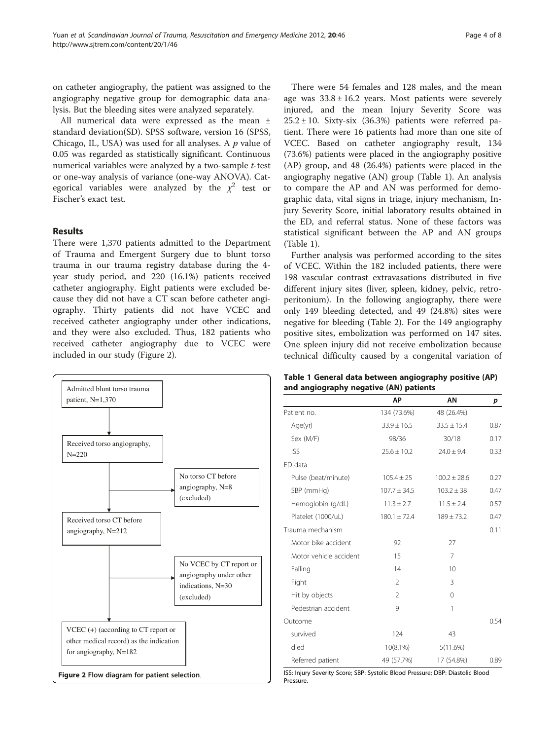on catheter angiography, the patient was assigned to the angiography negative group for demographic data analysis. But the bleeding sites were analyzed separately.

All numerical data were expressed as the mean ± standard deviation(SD). SPSS software, version 16 (SPSS, Chicago, IL, USA) was used for all analyses. A *p* value of 0.05 was regarded as statistically significant. Continuous numerical variables were analyzed by a two-sample *t*-test or one-way analysis of variance (one-way ANOVA). Categorical variables were analyzed by the $\chi^2$ test or Fischer's exact test.

## Results

There were 1,370 patients admitted to the Department of Trauma and Emergent Surgery due to blunt torso trauma in our trauma registry database during the 4-year study period, and 220 (16.1%) patients received catheter angiography. Eight patients were excluded because they did not have a CT scan before catheter angiography. Thirty patients did not have VCEC and received catheter angiography under other indications, and they were also excluded. Thus, 182 patients who received catheter angiography due to VCEC were included in our study (Figure 2).

Admitted blunt torso trauma patient, N=1,370

Received torso angiography, N=220

No torso CT before angiography, N=8 (excluded)

Received torso CT before angiography, N=212

No VCEC by CT report or angiography under other indications, N=30 (excluded)

VCEC (+) (according to CT report or other medical record) as the indication for angiography, N=182

**Figure 2** Flow diagram for patient selection.

There were 54 females and 128 males, and the mean age was 33.8 ± 16.2 years. Most patients were severely injured, and the mean Injury Severity Score was 25.2 ± 10. Sixty-six (36.3%) patients were referred patient. There were 16 patients had more than one site of VCEC. Based on catheter angiography result, 134 (73.6%) patients were placed in the angiography positive (AP) group, and 48 (26.4%) patients were placed in the angiography negative (AN) group (Table 1). An analysis to compare the AP and AN was performed for demographic data, vital signs in triage, injury mechanism, Injury Severity Score, initial laboratory results obtained in the ED, and referral status. None of these factors was statistical significant between the AP and AN groups (Table 1).

Further analysis was performed according to the sites of VCEC. Within the 182 included patients, there were 198 vascular contrast extravasations distributed in five different injury sites (liver, spleen, kidney, pelvic, retroperitonium). In the following angiography, there were only 149 bleeding detected, and 49 (24.8%) sites were negative for bleeding (Table 2). For the 149 angiography positive sites, embolization was performed on 147 sites. One spleen injury did not receive embolization because technical difficulty caused by a congenital variation of

**Table 1 General data between angiography positive (AP) and angiography negative (AN) patients**

| | AP | AN | *p* |
|---|---|---|---|
| Patient no. | 134 (73.6%) | 48 (26.4%) | |
| Age(yr) | 33.9 ± 16.5 | 33.5 ± 15.4 | 0.87 |
| Sex (M/F) | 98/36 | 30/18 | 0.17 |
| ISS | 25.6 ± 10.2 | 24.0 ± 9.4 | 0.33 |
| ED data | | | |
| Pulse (beat/minute) | 105.4 ± 25 | 100.2 ± 28.6 | 0.27 |
| SBP (mmHg) | 107.7 ± 34.5 | 103.2 ± 38 | 0.47 |
| Hemoglobin (g/dL) | 11.3 ± 2.7 | 11.5 ± 2.4 | 0.57 |
| Platelet (1000/uL) | 180.1 ± 72.4 | 189 ± 73.2 | 0.47 |
| Trauma mechanism | | | 0.11 |
| Motor bike accident | 92 | 27 | |
| Motor vehicle accident | 15 | 7 | |
| Falling | 14 | 10 | |
| Fight | 2 | 3 | |
| Hit by objects | 2 | 0 | |
| Pedestrian accident | 9 | 1 | |
| Outcome | | | 0.54 |
| survived | 124 | 43 | |
| died | 10(8.1%) | 5(11.6%) | |
| Referred patient | 49 (57.7%) | 17 (54.8%) | 0.89 |

ISS: Injury Severity Score; SBP: Systolic Blood Pressure; DBP: Diastolic Blood Pressure.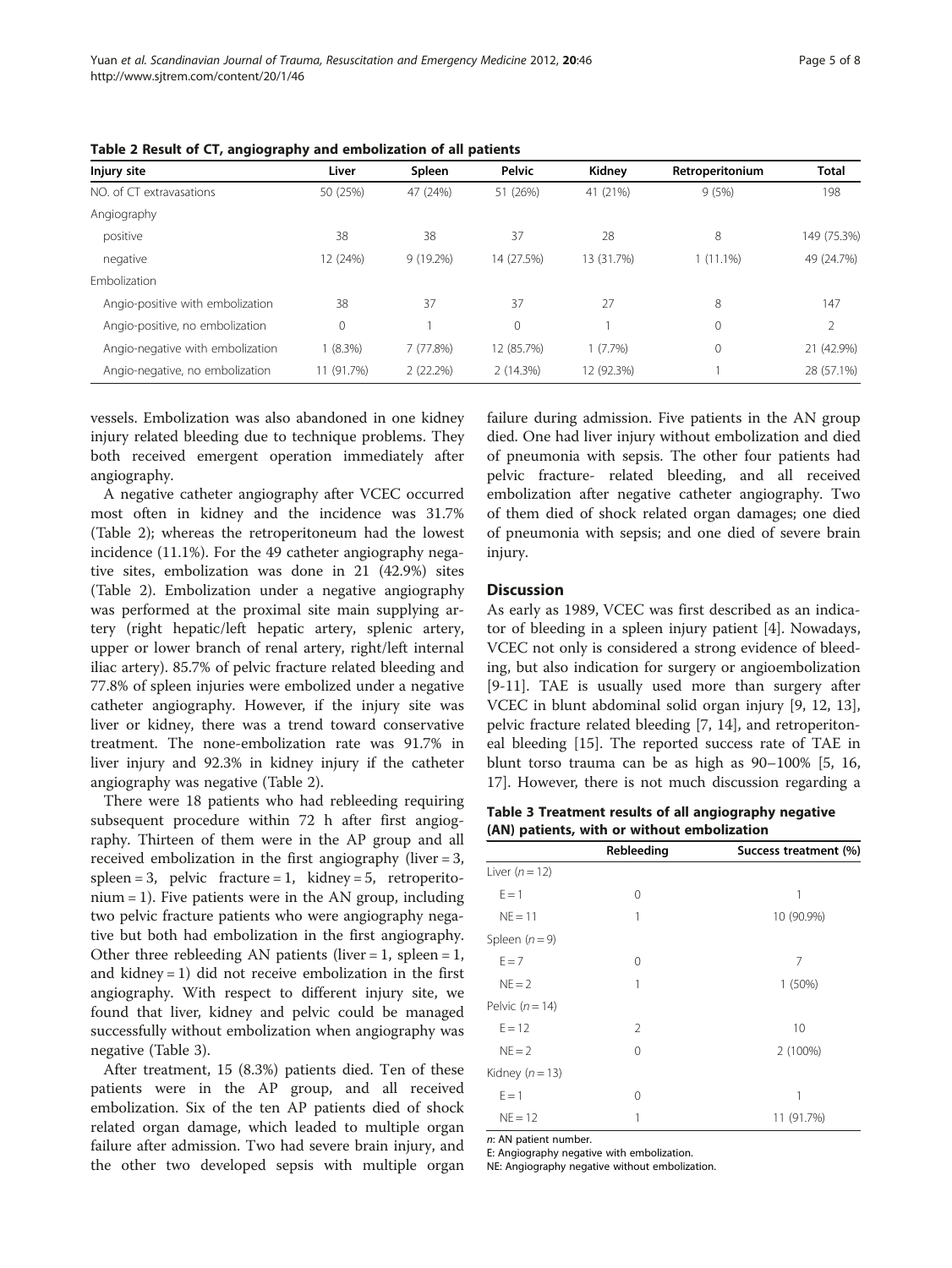**Table 2 Result of CT, angiography and embolization of all patients**

| Injury site | Liver | Spleen | Pelvic | Kidney | Retroperitonium | Total |
|---|---|---|---|---|---|---|
| NO. of CT extravasations | 50 (25%) | 47 (24%) | 51 (26%) | 41 (21%) | 9 (5%) | 198 |
| Angiography | | | | | | |
| positive | 38 | 38 | 37 | 28 | 8 | 149 (75.3%) |
| negative | 12 (24%) | 9 (19.2%) | 14 (27.5%) | 13 (31.7%) | 1 (11.1%) | 49 (24.7%) |
| Embolization | | | | | | |
| Angio-positive with embolization | 38 | 37 | 37 | 27 | 8 | 147 |
| Angio-positive, no embolization | 0 | 1 | 0 | 1 | 0 | 2 |
| Angio-negative with embolization | 1 (8.3%) | 7 (77.8%) | 12 (85.7%) | 1 (7.7%) | 0 | 21 (42.9%) |
| Angio-negative, no embolization | 11 (91.7%) | 2 (22.2%) | 2 (14.3%) | 12 (92.3%) | 1 | 28 (57.1%) |

vessels. Embolization was also abandoned in one kidney injury related bleeding due to technique problems. They both received emergent operation immediately after angiography.

A negative catheter angiography after VCEC occurred most often in kidney and the incidence was 31.7% (Table 2); whereas the retroperitoneum had the lowest incidence (11.1%). For the 49 catheter angiography negative sites, embolization was done in 21 (42.9%) sites (Table 2). Embolization under a negative angiography was performed at the proximal site main supplying artery (right hepatic/left hepatic artery, splenic artery, upper or lower branch of renal artery, right/left internal iliac artery). 85.7% of pelvic fracture related bleeding and 77.8% of spleen injuries were embolized under a negative catheter angiography. However, if the injury site was liver or kidney, there was a trend toward conservative treatment. The none-embolization rate was 91.7% in liver injury and 92.3% in kidney injury if the catheter angiography was negative (Table 2).

There were 18 patients who had rebleeding requiring subsequent procedure within 72 h after first angiography. Thirteen of them were in the AP group and all received embolization in the first angiography (liver = 3, spleen = 3, pelvic fracture = 1, kidney = 5, retroperitonium = 1). Five patients were in the AN group, including two pelvic fracture patients who were angiography negative but both had embolization in the first angiography. Other three rebleeding AN patients (liver = 1, spleen = 1, and kidney = 1) did not receive embolization in the first angiography. With respect to different injury site, we found that liver, kidney and pelvic could be managed successfully without embolization when angiography was negative (Table 3).

After treatment, 15 (8.3%) patients died. Ten of these patients were in the AP group, and all received embolization. Six of the ten AP patients died of shock related organ damage, which leaded to multiple organ failure after admission. Two had severe brain injury, and the other two developed sepsis with multiple organ failure during admission. Five patients in the AN group died. One had liver injury without embolization and died of pneumonia with sepsis. The other four patients had pelvic fracture- related bleeding, and all received embolization after negative catheter angiography. Two of them died of shock related organ damages; one died of pneumonia with sepsis; and one died of severe brain injury.

## Discussion

As early as 1989, VCEC was first described as an indicator of bleeding in a spleen injury patient [4]. Nowadays, VCEC not only is considered a strong evidence of bleeding, but also indication for surgery or angioembolization [9-11]. TAE is usually used more than surgery after VCEC in blunt abdominal solid organ injury [9, 12, 13], pelvic fracture related bleeding [7, 14], and retroperitoneal bleeding [15]. The reported success rate of TAE in blunt torso trauma can be as high as 90–100% [5, 16, 17]. However, there is not much discussion regarding a

**Table 3 Treatment results of all angiography negative (AN) patients, with or without embolization**

| | Rebleeding | Success treatment (%) |
|---|---|---|
| Liver ($n = 12$) | | |
| E = 1 | 0 | 1 |
| NE = 11 | 1 | 10 (90.9%) |
| Spleen ($n = 9$) | | |
| E = 7 | 0 | 7 |
| NE = 2 | 1 | 1 (50%) |
| Pelvic ($n = 14$) | | |
| E = 12 | 2 | 10 |
| NE = 2 | 0 | 2 (100%) |
| Kidney ($n = 13$) | | |
| E = 1 | 0 | 1 |
| NE = 12 | 1 | 11 (91.7%) |

*n*: AN patient number.

E: Angiography negative with embolization.

NE: Angiography negative without embolization.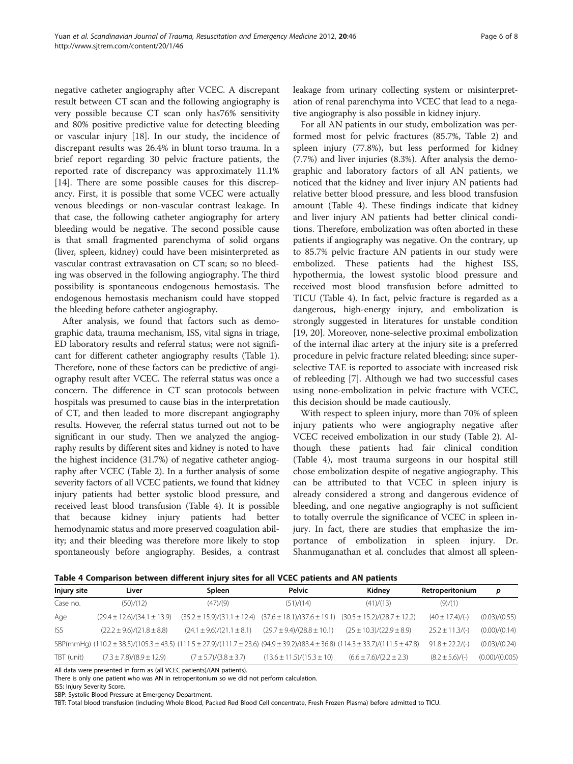negative catheter angiography after VCEC. A discrepant result between CT scan and the following angiography is very possible because CT scan only has76% sensitivity and 80% positive predictive value for detecting bleeding or vascular injury [18]. In our study, the incidence of discrepant results was 26.4% in blunt torso trauma. In a brief report regarding 30 pelvic fracture patients, the reported rate of discrepancy was approximately 11.1% [14]. There are some possible causes for this discrepancy. First, it is possible that some VCEC were actually venous bleedings or non-vascular contrast leakage. In that case, the following catheter angiography for artery bleeding would be negative. The second possible cause is that small fragmented parenchyma of solid organs (liver, spleen, kidney) could have been misinterpreted as vascular contrast extravasation on CT scan; so no bleeding was observed in the following angiography. The third possibility is spontaneous endogenous hemostasis. The endogenous hemostasis mechanism could have stopped the bleeding before catheter angiography.

After analysis, we found that factors such as demographic data, trauma mechanism, ISS, vital signs in triage, ED laboratory results and referral status; were not significant for different catheter angiography results (Table 1). Therefore, none of these factors can be predictive of angiography result after VCEC. The referral status was once a concern. The difference in CT scan protocols between hospitals was presumed to cause bias in the interpretation of CT, and then leaded to more discrepant angiography results. However, the referral status turned out not to be significant in our study. Then we analyzed the angiography results by different sites and kidney is noted to have the highest incidence (31.7%) of negative catheter angiography after VCEC (Table 2). In a further analysis of some severity factors of all VCEC patients, we found that kidney injury patients had better systolic blood pressure, and received least blood transfusion (Table 4). It is possible that because kidney injury patients had better hemodynamic status and more preserved coagulation ability; and their bleeding was therefore more likely to stop spontaneously before angiography. Besides, a contrast leakage from urinary collecting system or misinterpretation of renal parenchyma into VCEC that lead to a negative angiography is also possible in kidney injury.

For all AN patients in our study, embolization was performed most for pelvic fractures (85.7%, Table 2) and spleen injury (77.8%), but less performed for kidney (7.7%) and liver injuries (8.3%). After analysis the demographic and laboratory factors of all AN patients, we noticed that the kidney and liver injury AN patients had relative better blood pressure, and less blood transfusion amount (Table 4). These findings indicate that kidney and liver injury AN patients had better clinical conditions. Therefore, embolization was often aborted in these patients if angiography was negative. On the contrary, up to 85.7% pelvic fracture AN patients in our study were embolized. These patients had the highest ISS, hypothermia, the lowest systolic blood pressure and received most blood transfusion before admitted to TICU (Table 4). In fact, pelvic fracture is regarded as a dangerous, high-energy injury, and embolization is strongly suggested in literatures for unstable condition [19, 20]. Moreover, none-selective proximal embolization of the internal iliac artery at the injury site is a preferred procedure in pelvic fracture related bleeding; since superselective TAE is reported to associate with increased risk of rebleeding [7]. Although we had two successful cases using none-embolization in pelvic fracture with VCEC, this decision should be made cautiously.

With respect to spleen injury, more than 70% of spleen injury patients who were angiography negative after VCEC received embolization in our study (Table 2). Although these patients had fair clinical condition (Table 4), most trauma surgeons in our hospital still chose embolization despite of negative angiography. This can be attributed to that VCEC in spleen injury is already considered a strong and dangerous evidence of bleeding, and one negative angiography is not sufficient to totally overrule the significance of VCEC in spleen injury. In fact, there are studies that emphasize the importance of embolization in spleen injury. Dr. Shanmuganathan et al. concludes that almost all spleen-

**Table 4 Comparison between different injury sites for all VCEC patients and AN patients**

| Injury site | Liver | Spleen | Pelvic | Kidney | Retroperitonium | p |
|---|---|---|---|---|---|---|
| Case no. | (50)/(12) | (47)/(9) | (51)/(14) | (41)/(13) | (9)/(1) | |
| Age | (29.4 ± 12.6)/(34.1 ± 13.9) | (35.2 ± 15.9)/(31.1 ± 12.4) | (37.6 ± 18.1)/(37.6 ± 19.1) | (30.5 ± 15.2)/(28.7 ± 12.2) | (40 ± 17.4)/(-) | (0.03)/(0.55) |
| ISS | (22.2 ± 9.6)/(21.8 ± 8.8) | (24.1 ± 9.6)/(21.1 ± 8.1) | (29.7 ± 9.4)/(28.8 ± 10.1) | (25 ± 10.3)/(22.9 ± 8.9) | 25.2 ± 11.3/(-) | (0.00)/(0.14) |
| SBP(mmHg) | (110.2 ± 38.5)/(105.3 ± 43.5) | (111.5 ± 27.9)/(111.7 ± 23.6) | (94.9 ± 39.2)/(83.4 ± 36.8) | (114.3 ± 33.7)/(111.5 ± 47.8) | 91.8 ± 22.2/(-) | (0.03)/(0.24) |
| TBT (unit) | (7.3 ± 7.8)/(8.9 ± 12.9) | (7 ± 5.7)/(3.8 ± 3.7) | (13.6 ± 11.5)/(15.3 ± 10) | (6.6 ± 7.6)/(2.2 ± 2.3) | (8.2 ± 5.6)/(-) | (0.00)/(0.005) |

All data were presented in form as (all VCEC patients)/(AN patients).

There is only one patient who was AN in retroperitonium so we did not perform calculation.

ISS: Injury Severity Score.

SBP: Systolic Blood Pressure at Emergency Department.

TBT: Total blood transfusion (including Whole Blood, Packed Red Blood Cell concentrate, Fresh Frozen Plasma) before admitted to TICU.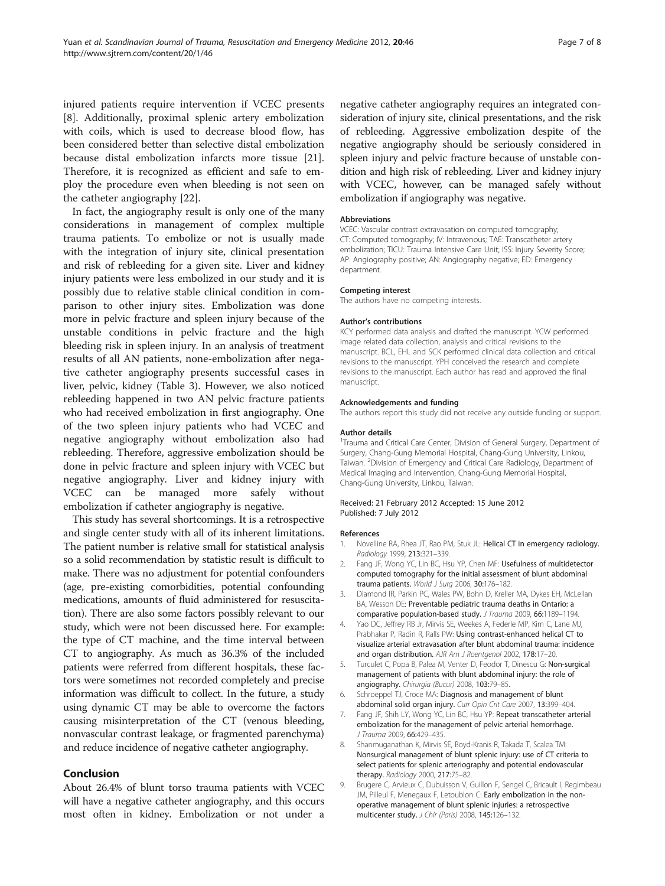injured patients require intervention if VCEC presents [8]. Additionally, proximal splenic artery embolization with coils, which is used to decrease blood flow, has been considered better than selective distal embolization because distal embolization infarcts more tissue [21]. Therefore, it is recognized as efficient and safe to employ the procedure even when bleeding is not seen on the catheter angiography [22].

In fact, the angiography result is only one of the many considerations in management of complex multiple trauma patients. To embolize or not is usually made with the integration of injury site, clinical presentation and risk of rebleeding for a given site. Liver and kidney injury patients were less embolized in our study and it is possibly due to relative stable clinical condition in comparison to other injury sites. Embolization was done more in pelvic fracture and spleen injury because of the unstable conditions in pelvic fracture and the high bleeding risk in spleen injury. In an analysis of treatment results of all AN patients, none-embolization after negative catheter angiography presents successful cases in liver, pelvic, kidney (Table 3). However, we also noticed rebleeding happened in two AN pelvic fracture patients who had received embolization in first angiography. One of the two spleen injury patients who had VCEC and negative angiography without embolization also had rebleeding. Therefore, aggressive embolization should be done in pelvic fracture and spleen injury with VCEC but negative angiography. Liver and kidney injury with VCEC can be managed more safely without embolization if catheter angiography is negative.

This study has several shortcomings. It is a retrospective and single center study with all of its inherent limitations. The patient number is relative small for statistical analysis so a solid recommendation by statistic result is difficult to make. There was no adjustment for potential confounders (age, pre-existing comorbidities, potential confounding medications, amounts of fluid administered for resuscitation). There are also some factors possibly relevant to our study, which were not been discussed here. For example: the type of CT machine, and the time interval between CT to angiography. As much as 36.3% of the included patients were referred from different hospitals, these factors were sometimes not recorded completely and precise information was difficult to collect. In the future, a study using dynamic CT may be able to overcome the factors causing misinterpretation of the CT (venous bleeding, nonvascular contrast leakage, or fragmented parenchyma) and reduce incidence of negative catheter angiography.

## Conclusion

About 26.4% of blunt torso trauma patients with VCEC will have a negative catheter angiography, and this occurs most often in kidney. Embolization or not under a negative catheter angiography requires an integrated consideration of injury site, clinical presentations, and the risk of rebleeding. Aggressive embolization despite of the negative angiography should be seriously considered in spleen injury and pelvic fracture because of unstable condition and high risk of rebleeding. Liver and kidney injury with VCEC, however, can be managed safely without embolization if angiography was negative.

#### Abbreviations

VCEC: Vascular contrast extravasation on computed tomography; CT: Computed tomography; IV: Intravenous; TAE: Transcatheter artery embolization; TICU: Trauma Intensive Care Unit; ISS: Injury Severity Score; AP: Angiography positive; AN: Angiography negative; ED: Emergency department.

#### Competing interest

The authors have no competing interests.

#### Author's contributions

KCY performed data analysis and drafted the manuscript. YCW performed image related data collection, analysis and critical revisions to the manuscript. BCL, EHL and SCK performed clinical data collection and critical revisions to the manuscript. YPH conceived the research and complete revisions to the manuscript. Each author has read and approved the final manuscript.

#### Acknowledgements and funding

The authors report this study did not receive any outside funding or support.

#### Author details

[1]Trauma and Critical Care Center, Division of General Surgery, Department of Surgery, Chang-Gung Memorial Hospital, Chang-Gung University, Linkou, Taiwan. [2]Division of Emergency and Critical Care Radiology, Department of Medical Imaging and Intervention, Chang-Gung Memorial Hospital, Chang-Gung University, Linkou, Taiwan.

Received: 21 February 2012 Accepted: 15 June 2012
Published: 7 July 2012

#### References

1. Novelline RA, Rhea JT, Rao PM, Stuk JL: **Helical CT in emergency radiology.** *Radiology* 1999, **213:**321–339.
2. Fang JF, Wong YC, Lin BC, Hsu YP, Chen MF: **Usefulness of multidetector computed tomography for the initial assessment of blunt abdominal trauma patients.** *World J Surg* 2006, **30:**176–182.
3. Diamond IR, Parkin PC, Wales PW, Bohn D, Kreller MA, Dykes EH, McLellan BA, Wesson DE: **Preventable pediatric trauma deaths in Ontario: a comparative population-based study.** *J Trauma* 2009, **66:**1189–1194.
4. Yao DC, Jeffrey RB Jr, Mirvis SE, Weekes A, Federle MP, Kim C, Lane MJ, Prabhakar P, Radin R, Ralls PW: **Using contrast-enhanced helical CT to visualize arterial extravasation after blunt abdominal trauma: incidence and organ distribution.** *AJR Am J Roentgenol* 2002, **178:**17–20.
5. Turculet C, Popa B, Palea M, Venter D, Feodor T, Dinescu G: **Non-surgical management of patients with blunt abdominal injury: the role of angiography.** *Chirurgia (Bucur)* 2008, **103:**79–85.
6. Schroeppel TJ, Croce MA: **Diagnosis and management of blunt abdominal solid organ injury.** *Curr Opin Crit Care* 2007, **13:**399–404.
7. Fang JF, Shih LY, Wong YC, Lin BC, Hsu YP: **Repeat transcatheter arterial embolization for the management of pelvic arterial hemorrhage.** *J Trauma* 2009, **66:**429–435.
8. Shanmuganathan K, Mirvis SE, Boyd-Kranis R, Takada T, Scalea TM: **Nonsurgical management of blunt splenic injury: use of CT criteria to select patients for splenic arteriography and potential endovascular therapy.** *Radiology* 2000, **217:**75–82.
9. Brugere C, Arvieux C, Dubuisson V, Guillon F, Sengel C, Bricault I, Regimbeau JM, Pilleul F, Menegaux F, Letoublon C: **Early embolization in the non-operative management of blunt splenic injuries: a retrospective multicenter study.** *J Chir (Paris)* 2008, **145:**126–132.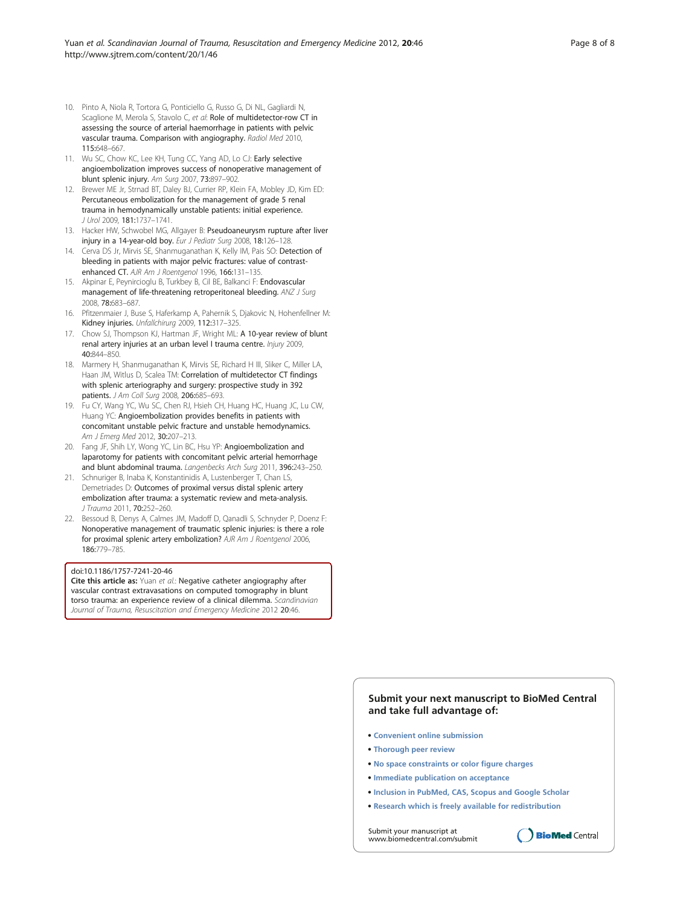10. Pinto A, Niola R, Tortora G, Ponticiello G, Russo G, Di NL, Gagliardi N, Scaglione M, Merola S, Stavolo C, *et al*: **Role of multidetector-row CT in assessing the source of arterial haemorrhage in patients with pelvic vascular trauma. Comparison with angiography.** *Radiol Med* 2010, **115:**648–667.
11. Wu SC, Chow KC, Lee KH, Tung CC, Yang AD, Lo CJ: **Early selective angioembolization improves success of nonoperative management of blunt splenic injury.** *Am Surg* 2007, **73:**897–902.
12. Brewer ME Jr, Strnad BT, Daley BJ, Currier RP, Klein FA, Mobley JD, Kim ED: **Percutaneous embolization for the management of grade 5 renal trauma in hemodynamically unstable patients: initial experience.** *J Urol* 2009, **181:**1737–1741.
13. Hacker HW, Schwobel MG, Allgayer B: **Pseudoaneurysm rupture after liver injury in a 14-year-old boy.** *Eur J Pediatr Surg* 2008, **18:**126–128.
14. Cerva DS Jr, Mirvis SE, Shanmuganathan K, Kelly IM, Pais SO: **Detection of bleeding in patients with major pelvic fractures: value of contrast-enhanced CT.** *AJR Am J Roentgenol* 1996, **166:**131–135.
15. Akpinar E, Peynircioglu B, Turkbey B, Cil BE, Balkanci F: **Endovascular management of life-threatening retroperitoneal bleeding.** *ANZ J Surg* 2008, **78:**683–687.
16. Pfitzenmaier J, Buse S, Haferkamp A, Pahernik S, Djakovic N, Hohenfellner M: **Kidney injuries.** *Unfallchirurg* 2009, **112:**317–325.
17. Chow SJ, Thompson KJ, Hartman JF, Wright ML: **A 10-year review of blunt renal artery injuries at an urban level I trauma centre.** *Injury* 2009, **40:**844–850.
18. Marmery H, Shanmuganathan K, Mirvis SE, Richard H III, Sliker C, Miller LA, Haan JM, Witlus D, Scalea TM: **Correlation of multidetector CT findings with splenic arteriography and surgery: prospective study in 392 patients.** *J Am Coll Surg* 2008, **206:**685–693.
19. Fu CY, Wang YC, Wu SC, Chen RJ, Hsieh CH, Huang HC, Huang JC, Lu CW, Huang YC: **Angioembolization provides benefits in patients with concomitant unstable pelvic fracture and unstable hemodynamics.** *Am J Emerg Med* 2012, **30:**207–213.
20. Fang JF, Shih LY, Wong YC, Lin BC, Hsu YP: **Angioembolization and laparotomy for patients with concomitant pelvic arterial hemorrhage and blunt abdominal trauma.** *Langenbecks Arch Surg* 2011, **396:**243–250.
21. Schnuriger B, Inaba K, Konstantinidis A, Lustenberger T, Chan LS, Demetriades D: **Outcomes of proximal versus distal splenic artery embolization after trauma: a systematic review and meta-analysis.** *J Trauma* 2011, **70:**252–260.
22. Bessoud B, Denys A, Calmes JM, Madoff D, Qanadli S, Schnyder P, Doenz F: **Nonoperative management of traumatic splenic injuries: is there a role for proximal splenic artery embolization?** *AJR Am J Roentgenol* 2006, **186:**779–785.

doi:10.1186/1757-7241-20-46

**Cite this article as:** Yuan *et al.*: Negative catheter angiography after vascular contrast extravasations on computed tomography in blunt torso trauma: an experience review of a clinical dilemma. *Scandinavian Journal of Trauma, Resuscitation and Emergency Medicine* 2012 **20**:46.

**Submit your next manuscript to BioMed Central and take full advantage of:**

- **Convenient online submission**
- **Thorough peer review**
- **No space constraints or color figure charges**
- **Immediate publication on acceptance**
- **Inclusion in PubMed, CAS, Scopus and Google Scholar**
- **Research which is freely available for redistribution**

Submit your manuscript at www.biomedcentral.com/submit

BioMed Central